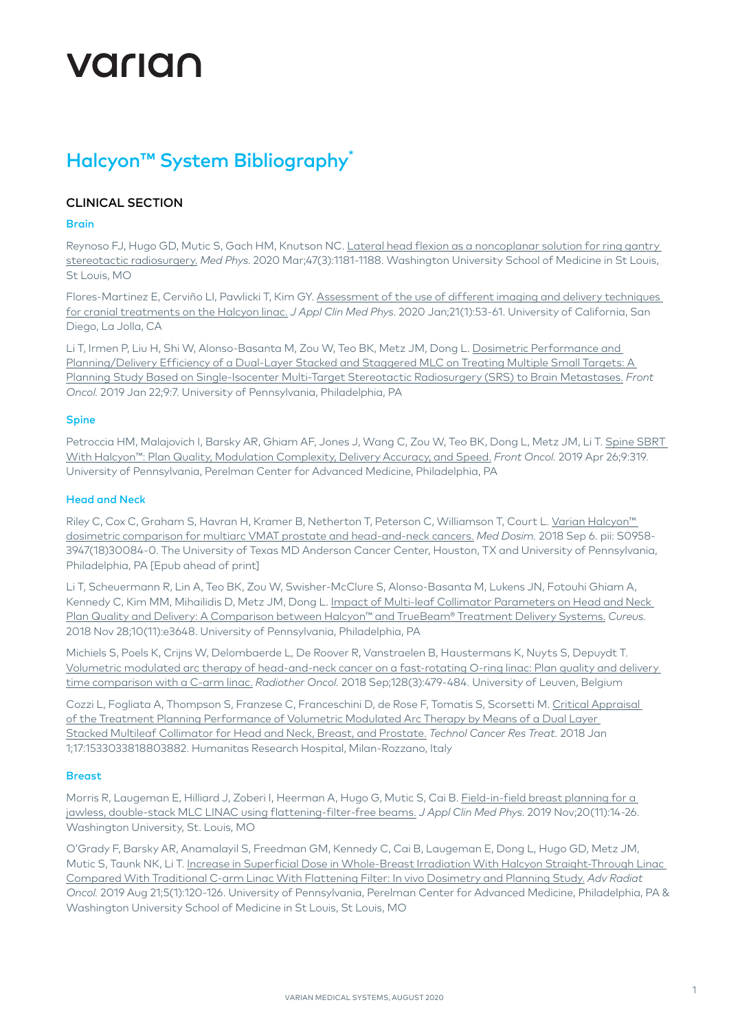varian

# Halcyon™ System Bibliography*

## CLINICAL SECTION

### Brain

Reynoso FJ, Hugo GD, Mutic S, Gach HM, Knutson NC. Lateral head flexion as a noncoplanar solution for ring gantry stereotactic radiosurgery. *Med Phys.* 2020 Mar;47(3):1181-1188. Washington University School of Medicine in St Louis, St Louis, MO

Flores-Martinez E, Cerviño LI, Pawlicki T, Kim GY. Assessment of the use of different imaging and delivery techniques for cranial treatments on the Halcyon linac. *J Appl Clin Med Phys.* 2020 Jan;21(1):53-61. University of California, San Diego, La Jolla, CA

Li T, Irmen P, Liu H, Shi W, Alonso-Basanta M, Zou W, Teo BK, Metz JM, Dong L. Dosimetric Performance and Planning/Delivery Efficiency of a Dual-Layer Stacked and Staggered MLC on Treating Multiple Small Targets: A Planning Study Based on Single-Isocenter Multi-Target Stereotactic Radiosurgery (SRS) to Brain Metastases. *Front Oncol.* 2019 Jan 22;9:7. University of Pennsylvania, Philadelphia, PA

### Spine

Petroccia HM, Malajovich I, Barsky AR, Ghiam AF, Jones J, Wang C, Zou W, Teo BK, Dong L, Metz JM, Li T. Spine SBRT With Halcyon™: Plan Quality, Modulation Complexity, Delivery Accuracy, and Speed. *Front Oncol.* 2019 Apr 26;9:319. University of Pennsylvania, Perelman Center for Advanced Medicine, Philadelphia, PA

### Head and Neck

Riley C, Cox C, Graham S, Havran H, Kramer B, Netherton T, Peterson C, Williamson T, Court L. Varian Halcyon™ dosimetric comparison for multiarc VMAT prostate and head-and-neck cancers. *Med Dosim.* 2018 Sep 6. pii: S0958-3947(18)30084-0. The University of Texas MD Anderson Cancer Center, Houston, TX and University of Pennsylvania, Philadelphia, PA [Epub ahead of print]

Li T, Scheuermann R, Lin A, Teo BK, Zou W, Swisher-McClure S, Alonso-Basanta M, Lukens JN, Fotouhi Ghiam A, Kennedy C, Kim MM, Mihailidis D, Metz JM, Dong L. Impact of Multi-leaf Collimator Parameters on Head and Neck Plan Quality and Delivery: A Comparison between Halcyon™ and TrueBeam® Treatment Delivery Systems. *Cureus.* 2018 Nov 28;10(11):e3648. University of Pennsylvania, Philadelphia, PA

Michiels S, Poels K, Crijns W, Delombaerde L, De Roover R, Vanstraelen B, Haustermans K, Nuyts S, Depuydt T. Volumetric modulated arc therapy of head-and-neck cancer on a fast-rotating O-ring linac: Plan quality and delivery time comparison with a C-arm linac. *Radiother Oncol.* 2018 Sep;128(3):479-484. University of Leuven, Belgium

Cozzi L, Fogliata A, Thompson S, Franzese C, Franceschini D, de Rose F, Tomatis S, Scorsetti M. Critical Appraisal of the Treatment Planning Performance of Volumetric Modulated Arc Therapy by Means of a Dual Layer Stacked Multileaf Collimator for Head and Neck, Breast, and Prostate. *Technol Cancer Res Treat.* 2018 Jan 1;17:1533033818803882. Humanitas Research Hospital, Milan-Rozzano, Italy

### Breast

Morris R, Laugeman E, Hilliard J, Zoberi I, Heerman A, Hugo G, Mutic S, Cai B. Field-in-field breast planning for a jawless, double-stack MLC LINAC using flattening-filter-free beams. *J Appl Clin Med Phys.* 2019 Nov;20(11):14-26. Washington University, St. Louis, MO

O'Grady F, Barsky AR, Anamalayil S, Freedman GM, Kennedy C, Cai B, Laugeman E, Dong L, Hugo GD, Metz JM, Mutic S, Taunk NK, Li T. Increase in Superficial Dose in Whole-Breast Irradiation With Halcyon Straight-Through Linac Compared With Traditional C-arm Linac With Flattening Filter: In vivo Dosimetry and Planning Study. *Adv Radiat Oncol.* 2019 Aug 21;5(1):120-126. University of Pennsylvania, Perelman Center for Advanced Medicine, Philadelphia, PA & Washington University School of Medicine in St Louis, St Louis, MO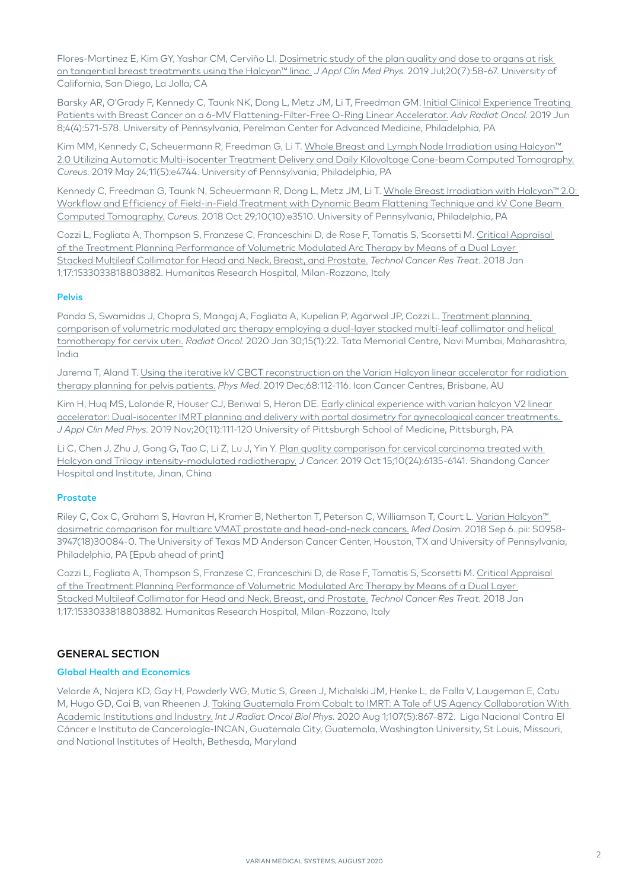Flores-Martinez E, Kim GY, Yashar CM, Cerviño LI. Dosimetric study of the plan quality and dose to organs at risk on tangential breast treatments using the Halcyon™ linac. *J Appl Clin Med Phys.* 2019 Jul;20(7):58-67. University of California, San Diego, La Jolla, CA

Barsky AR, O'Grady F, Kennedy C, Taunk NK, Dong L, Metz JM, Li T, Freedman GM. Initial Clinical Experience Treating Patients with Breast Cancer on a 6-MV Flattening-Filter-Free O-Ring Linear Accelerator. *Adv Radiat Oncol.* 2019 Jun 8;4(4):571-578. University of Pennsylvania, Perelman Center for Advanced Medicine, Philadelphia, PA

Kim MM, Kennedy C, Scheuermann R, Freedman G, Li T. Whole Breast and Lymph Node Irradiation using Halcyon™ 2.0 Utilizing Automatic Multi-isocenter Treatment Delivery and Daily Kilovoltage Cone-beam Computed Tomography. *Cureus.* 2019 May 24;11(5):e4744. University of Pennsylvania, Philadelphia, PA

Kennedy C, Freedman G, Taunk N, Scheuermann R, Dong L, Metz JM, Li T. Whole Breast Irradiation with Halcyon™ 2.0: Workflow and Efficiency of Field-in-Field Treatment with Dynamic Beam Flattening Technique and kV Cone Beam Computed Tomography. *Cureus.* 2018 Oct 29;10(10):e3510. University of Pennsylvania, Philadelphia, PA

Cozzi L, Fogliata A, Thompson S, Franzese C, Franceschini D, de Rose F, Tomatis S, Scorsetti M. Critical Appraisal of the Treatment Planning Performance of Volumetric Modulated Arc Therapy by Means of a Dual Layer Stacked Multileaf Collimator for Head and Neck, Breast, and Prostate. *Technol Cancer Res Treat.* 2018 Jan 1;17:1533033818803882. Humanitas Research Hospital, Milan-Rozzano, Italy

### Pelvis

Panda S, Swamidas J, Chopra S, Mangaj A, Fogliata A, Kupelian P, Agarwal JP, Cozzi L. Treatment planning comparison of volumetric modulated arc therapy employing a dual-layer stacked multi-leaf collimator and helical tomotherapy for cervix uteri. *Radiat Oncol.* 2020 Jan 30;15(1):22. Tata Memorial Centre, Navi Mumbai, Maharashtra, India

Jarema T, Aland T. Using the iterative kV CBCT reconstruction on the Varian Halcyon linear accelerator for radiation therapy planning for pelvis patients. *Phys Med.* 2019 Dec;68:112-116. Icon Cancer Centres, Brisbane, AU

Kim H, Huq MS, Lalonde R, Houser CJ, Beriwal S, Heron DE. Early clinical experience with varian halcyon V2 linear accelerator: Dual-isocenter IMRT planning and delivery with portal dosimetry for gynecological cancer treatments. *J Appl Clin Med Phys.* 2019 Nov;20(11):111-120 University of Pittsburgh School of Medicine, Pittsburgh, PA

Li C, Chen J, Zhu J, Gong G, Tao C, Li Z, Lu J, Yin Y. Plan quality comparison for cervical carcinoma treated with Halcyon and Trilogy intensity-modulated radiotherapy. *J Cancer.* 2019 Oct 15;10(24):6135-6141. Shandong Cancer Hospital and Institute, Jinan, China

### Prostate

Riley C, Cox C, Graham S, Havran H, Kramer B, Netherton T, Peterson C, Williamson T, Court L. Varian Halcyon™ dosimetric comparison for multiarc VMAT prostate and head-and-neck cancers. *Med Dosim.* 2018 Sep 6. pii: S0958-3947(18)30084-0. The University of Texas MD Anderson Cancer Center, Houston, TX and University of Pennsylvania, Philadelphia, PA [Epub ahead of print]

Cozzi L, Fogliata A, Thompson S, Franzese C, Franceschini D, de Rose F, Tomatis S, Scorsetti M. Critical Appraisal of the Treatment Planning Performance of Volumetric Modulated Arc Therapy by Means of a Dual Layer Stacked Multileaf Collimator for Head and Neck, Breast, and Prostate. *Technol Cancer Res Treat.* 2018 Jan 1;17:1533033818803882. Humanitas Research Hospital, Milan-Rozzano, Italy

## GENERAL SECTION

### Global Health and Economics

Velarde A, Najera KD, Gay H, Powderly WG, Mutic S, Green J, Michalski JM, Henke L, de Falla V, Laugeman E, Catu M, Hugo GD, Cai B, van Rheenen J. Taking Guatemala From Cobalt to IMRT: A Tale of US Agency Collaboration With Academic Institutions and Industry. *Int J Radiat Oncol Biol Phys.* 2020 Aug 1;107(5):867-872. Liga Nacional Contra El Cáncer e Instituto de Cancerología-INCAN, Guatemala City, Guatemala, Washington University, St Louis, Missouri, and National Institutes of Health, Bethesda, Maryland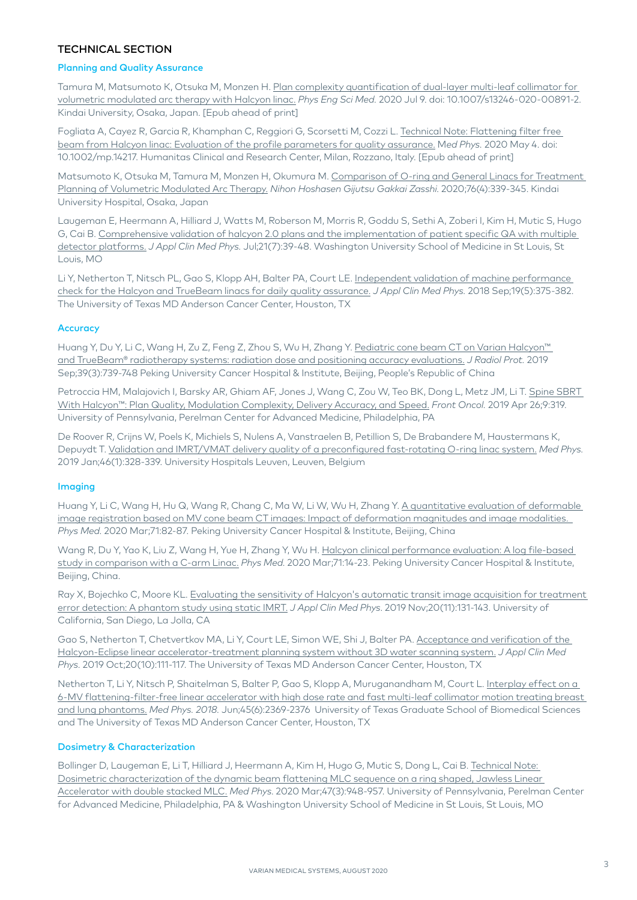## TECHNICAL SECTION

### Planning and Quality Assurance

Tamura M, Matsumoto K, Otsuka M, Monzen H. Plan complexity quantification of dual-layer multi-leaf collimator for volumetric modulated arc therapy with Halcyon linac. *Phys Eng Sci Med.* 2020 Jul 9. doi: 10.1007/s13246-020-00891-2. Kindai University, Osaka, Japan. [Epub ahead of print]

Fogliata A, Cayez R, Garcia R, Khamphan C, Reggiori G, Scorsetti M, Cozzi L. Technical Note: Flattening filter free beam from Halcyon linac: Evaluation of the profile parameters for quality assurance. *Med Phys.* 2020 May 4. doi: 10.1002/mp.14217. Humanitas Clinical and Research Center, Milan, Rozzano, Italy. [Epub ahead of print]

Matsumoto K, Otsuka M, Tamura M, Monzen H, Okumura M. Comparison of O-ring and General Linacs for Treatment Planning of Volumetric Modulated Arc Therapy. *Nihon Hoshasen Gijutsu Gakkai Zasshi.* 2020;76(4):339-345. Kindai University Hospital, Osaka, Japan

Laugeman E, Heermann A, Hilliard J, Watts M, Roberson M, Morris R, Goddu S, Sethi A, Zoberi I, Kim H, Mutic S, Hugo G, Cai B. Comprehensive validation of halcyon 2.0 plans and the implementation of patient specific QA with multiple detector platforms. *J Appl Clin Med Phys.* Jul;21(7):39-48. Washington University School of Medicine in St Louis, St Louis, MO

Li Y, Netherton T, Nitsch PL, Gao S, Klopp AH, Balter PA, Court LE. Independent validation of machine performance check for the Halcyon and TrueBeam linacs for daily quality assurance. *J Appl Clin Med Phys.* 2018 Sep;19(5):375-382. The University of Texas MD Anderson Cancer Center, Houston, TX

### Accuracy

Huang Y, Du Y, Li C, Wang H, Zu Z, Feng Z, Zhou S, Wu H, Zhang Y. Pediatric cone beam CT on Varian Halcyon™ and TrueBeam® radiotherapy systems: radiation dose and positioning accuracy evaluations. *J Radiol Prot.* 2019 Sep;39(3):739-748 Peking University Cancer Hospital & Institute, Beijing, People's Republic of China

Petroccia HM, Malajovich I, Barsky AR, Ghiam AF, Jones J, Wang C, Zou W, Teo BK, Dong L, Metz JM, Li T. Spine SBRT With Halcyon™: Plan Quality, Modulation Complexity, Delivery Accuracy, and Speed. *Front Oncol.* 2019 Apr 26;9:319. University of Pennsylvania, Perelman Center for Advanced Medicine, Philadelphia, PA

De Roover R, Crijns W, Poels K, Michiels S, Nulens A, Vanstraelen B, Petillion S, De Brabandere M, Haustermans K, Depuydt T. Validation and IMRT/VMAT delivery quality of a preconfigured fast-rotating O-ring linac system. *Med Phys.* 2019 Jan;46(1):328-339. University Hospitals Leuven, Leuven, Belgium

### Imaging

Huang Y, Li C, Wang H, Hu Q, Wang R, Chang C, Ma W, Li W, Wu H, Zhang Y. A quantitative evaluation of deformable image registration based on MV cone beam CT images: Impact of deformation magnitudes and image modalities. *Phys Med.* 2020 Mar;71:82-87. Peking University Cancer Hospital & Institute, Beijing, China

Wang R, Du Y, Yao K, Liu Z, Wang H, Yue H, Zhang Y, Wu H. Halcyon clinical performance evaluation: A log file-based study in comparison with a C-arm Linac. *Phys Med.* 2020 Mar;71:14-23. Peking University Cancer Hospital & Institute, Beijing, China.

Ray X, Bojechko C, Moore KL. Evaluating the sensitivity of Halcyon's automatic transit image acquisition for treatment error detection: A phantom study using static IMRT. *J Appl Clin Med Phys.* 2019 Nov;20(11):131-143. University of California, San Diego, La Jolla, CA

Gao S, Netherton T, Chetvertkov MA, Li Y, Court LE, Simon WE, Shi J, Balter PA. Acceptance and verification of the Halcyon-Eclipse linear accelerator-treatment planning system without 3D water scanning system. *J Appl Clin Med Phys.* 2019 Oct;20(10):111-117. The University of Texas MD Anderson Cancer Center, Houston, TX

Netherton T, Li Y, Nitsch P, Shaitelman S, Balter P, Gao S, Klopp A, Muruganandham M, Court L. Interplay effect on a 6-MV flattening-filter-free linear accelerator with high dose rate and fast multi-leaf collimator motion treating breast and lung phantoms. *Med Phys. 2018.* Jun;45(6):2369-2376 University of Texas Graduate School of Biomedical Sciences and The University of Texas MD Anderson Cancer Center, Houston, TX

### Dosimetry & Characterization

Bollinger D, Laugeman E, Li T, Hilliard J, Heermann A, Kim H, Hugo G, Mutic S, Dong L, Cai B. Technical Note: Dosimetric characterization of the dynamic beam flattening MLC sequence on a ring shaped, Jawless Linear Accelerator with double stacked MLC. *Med Phys.* 2020 Mar;47(3):948-957. University of Pennsylvania, Perelman Center for Advanced Medicine, Philadelphia, PA & Washington University School of Medicine in St Louis, St Louis, MO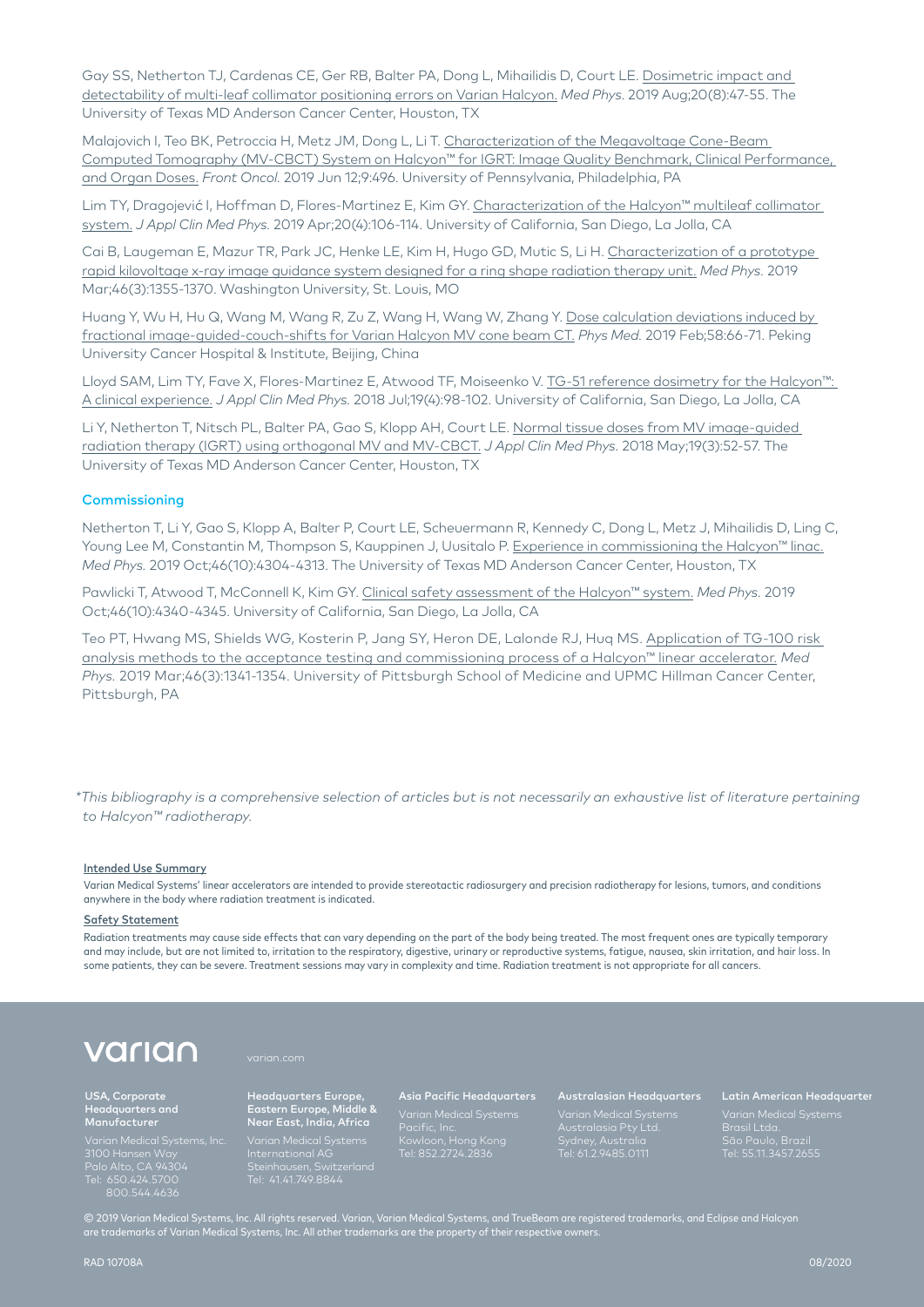Gay SS, Netherton TJ, Cardenas CE, Ger RB, Balter PA, Dong L, Mihailidis D, Court LE. Dosimetric impact and detectability of multi-leaf collimator positioning errors on Varian Halcyon. *Med Phys.* 2019 Aug;20(8):47-55. The University of Texas MD Anderson Cancer Center, Houston, TX

Malajovich I, Teo BK, Petroccia H, Metz JM, Dong L, Li T. Characterization of the Megavoltage Cone-Beam Computed Tomography (MV-CBCT) System on Halcyon™ for IGRT: Image Quality Benchmark, Clinical Performance, and Organ Doses. *Front Oncol.* 2019 Jun 12;9:496. University of Pennsylvania, Philadelphia, PA

Lim TY, Dragojević I, Hoffman D, Flores-Martinez E, Kim GY. Characterization of the Halcyon™ multileaf collimator system. *J Appl Clin Med Phys.* 2019 Apr;20(4):106-114. University of California, San Diego, La Jolla, CA

Cai B, Laugeman E, Mazur TR, Park JC, Henke LE, Kim H, Hugo GD, Mutic S, Li H. Characterization of a prototype rapid kilovoltage x-ray image guidance system designed for a ring shape radiation therapy unit. *Med Phys.* 2019 Mar;46(3):1355-1370. Washington University, St. Louis, MO

Huang Y, Wu H, Hu Q, Wang M, Wang R, Zu Z, Wang H, Wang W, Zhang Y. Dose calculation deviations induced by fractional image-guided-couch-shifts for Varian Halcyon MV cone beam CT. *Phys Med.* 2019 Feb;58:66-71. Peking University Cancer Hospital & Institute, Beijing, China

Lloyd SAM, Lim TY, Fave X, Flores-Martinez E, Atwood TF, Moiseenko V. TG-51 reference dosimetry for the Halcyon™: A clinical experience. *J Appl Clin Med Phys.* 2018 Jul;19(4):98-102. University of California, San Diego, La Jolla, CA

Li Y, Netherton T, Nitsch PL, Balter PA, Gao S, Klopp AH, Court LE. Normal tissue doses from MV image-guided radiation therapy (IGRT) using orthogonal MV and MV-CBCT. *J Appl Clin Med Phys.* 2018 May;19(3):52-57. The University of Texas MD Anderson Cancer Center, Houston, TX

## Commissioning

Netherton T, Li Y, Gao S, Klopp A, Balter P, Court LE, Scheuermann R, Kennedy C, Dong L, Metz J, Mihailidis D, Ling C, Young Lee M, Constantin M, Thompson S, Kauppinen J, Uusitalo P. Experience in commissioning the Halcyon™ linac. *Med Phys.* 2019 Oct;46(10):4304-4313. The University of Texas MD Anderson Cancer Center, Houston, TX

Pawlicki T, Atwood T, McConnell K, Kim GY. Clinical safety assessment of the Halcyon™ system. *Med Phys.* 2019 Oct;46(10):4340-4345. University of California, San Diego, La Jolla, CA

Teo PT, Hwang MS, Shields WG, Kosterin P, Jang SY, Heron DE, Lalonde RJ, Huq MS. Application of TG-100 risk analysis methods to the acceptance testing and commissioning process of a Halcyon™ linear accelerator. *Med Phys.* 2019 Mar;46(3):1341-1354. University of Pittsburgh School of Medicine and UPMC Hillman Cancer Center, Pittsburgh, PA

*\*This bibliography is a comprehensive selection of articles but is not necessarily an exhaustive list of literature pertaining to Halcyon™ radiotherapy.*

**Intended Use Summary**

Varian Medical Systems' linear accelerators are intended to provide stereotactic radiosurgery and precision radiotherapy for lesions, tumors, and conditions anywhere in the body where radiation treatment is indicated.

**Safety Statement**

Radiation treatments may cause side effects that can vary depending on the part of the body being treated. The most frequent ones are typically temporary and may include, but are not limited to, irritation to the respiratory, digestive, urinary or reproductive systems, fatigue, nausea, skin irritation, and hair loss. In some patients, they can be severe. Treatment sessions may vary in complexity and time. Radiation treatment is not appropriate for all cancers.

varian

varian.com

**USA, Corporate Headquarters and Manufacturer**
Varian Medical Systems, Inc.
3100 Hansen Way
Palo Alto, CA 94304
Tel: 650.424.5700
800.544.4636

**Headquarters Europe, Eastern Europe, Middle & Near East, India, Africa**
Varian Medical Systems International AG
Steinhausen, Switzerland
Tel: 41.41.749.8844

**Asia Pacific Headquarters**
Varian Medical Systems Pacific, Inc.
Kowloon, Hong Kong
Tel: 852.2724.2836

**Australasian Headquarters**
Varian Medical Systems Australasia Pty Ltd.
Sydney, Australia
Tel: 61.2.9485.0111

**Latin American Headquarter**
Varian Medical Systems Brasil Ltda.
São Paulo, Brazil
Tel: 55.11.3457.2655

© 2019 Varian Medical Systems, Inc. All rights reserved. Varian, Varian Medical Systems, and TrueBeam are registered trademarks, and Eclipse and Halcyon are trademarks of Varian Medical Systems, Inc. All other trademarks are the property of their respective owners.

RAD 10708A 08/2020